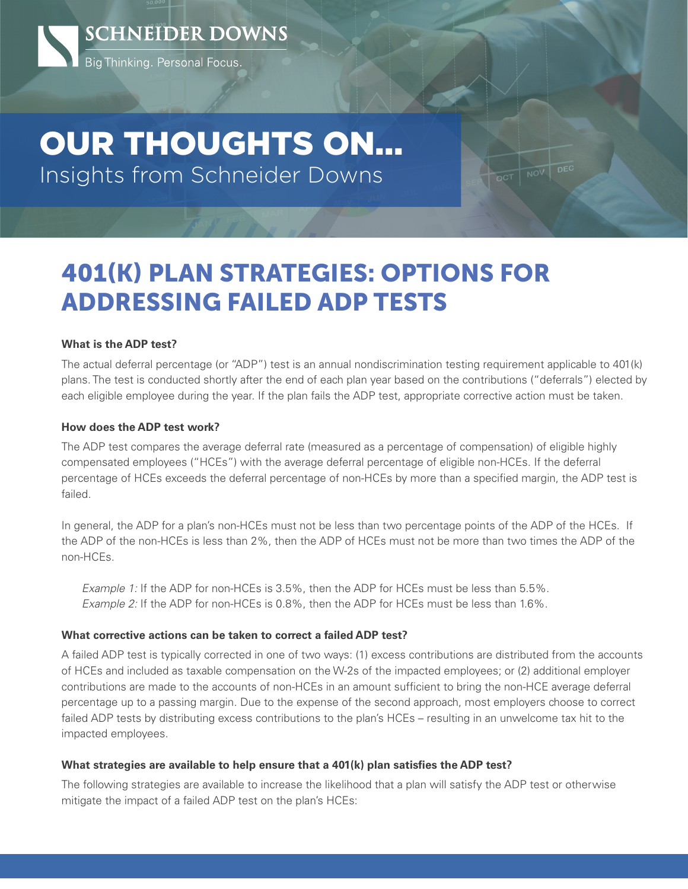SCHNEIDER DOWNS

Big Thinking. Personal Focus.

# OUR THOUGHTS ON...

Insights from Schneider Downs

# 401(K) PLAN STRATEGIES: OPTIONS FOR ADDRESSING FAILED ADP TESTS

**What is the ADP test?**

The actual deferral percentage (or "ADP") test is an annual nondiscrimination testing requirement applicable to 401(k) plans. The test is conducted shortly after the end of each plan year based on the contributions ("deferrals") elected by each eligible employee during the year. If the plan fails the ADP test, appropriate corrective action must be taken.

**How does the ADP test work?**

The ADP test compares the average deferral rate (measured as a percentage of compensation) of eligible highly compensated employees ("HCEs") with the average deferral percentage of eligible non-HCEs. If the deferral percentage of HCEs exceeds the deferral percentage of non-HCEs by more than a specified margin, the ADP test is failed.

In general, the ADP for a plan's non-HCEs must not be less than two percentage points of the ADP of the HCEs. If the ADP of the non-HCEs is less than 2%, then the ADP of HCEs must not be more than two times the ADP of the non-HCEs.

> *Example 1:* If the ADP for non-HCEs is 3.5%, then the ADP for HCEs must be less than 5.5%.
> *Example 2:* If the ADP for non-HCEs is 0.8%, then the ADP for HCEs must be less than 1.6%.

**What corrective actions can be taken to correct a failed ADP test?**

A failed ADP test is typically corrected in one of two ways: (1) excess contributions are distributed from the accounts of HCEs and included as taxable compensation on the W-2s of the impacted employees; or (2) additional employer contributions are made to the accounts of non-HCEs in an amount sufficient to bring the non-HCE average deferral percentage up to a passing margin. Due to the expense of the second approach, most employers choose to correct failed ADP tests by distributing excess contributions to the plan's HCEs – resulting in an unwelcome tax hit to the impacted employees.

**What strategies are available to help ensure that a 401(k) plan satisfies the ADP test?**

The following strategies are available to increase the likelihood that a plan will satisfy the ADP test or otherwise mitigate the impact of a failed ADP test on the plan's HCEs: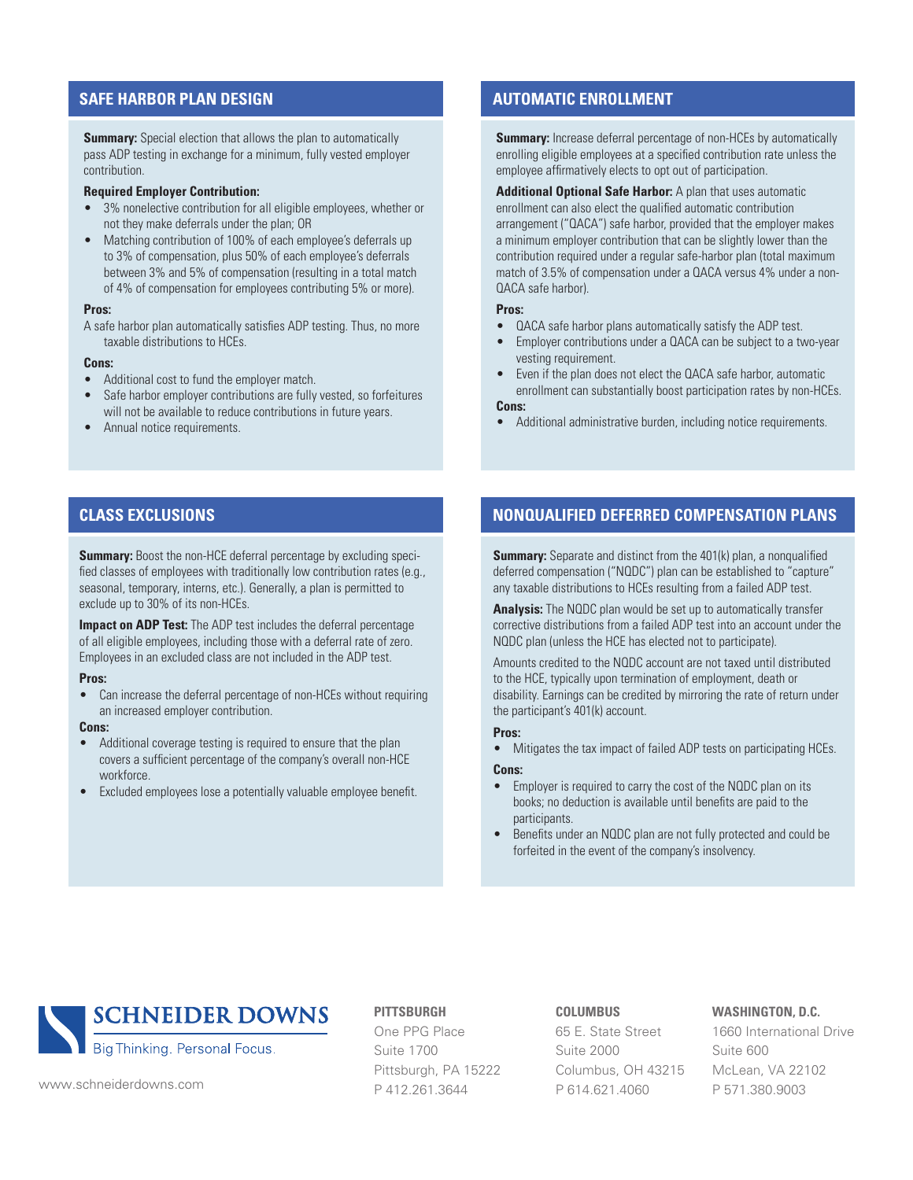## SAFE HARBOR PLAN DESIGN

**Summary:** Special election that allows the plan to automatically pass ADP testing in exchange for a minimum, fully vested employer contribution.

**Required Employer Contribution:**

- 3% nonelective contribution for all eligible employees, whether or not they make deferrals under the plan; OR
- Matching contribution of 100% of each employee's deferrals up to 3% of compensation, plus 50% of each employee's deferrals between 3% and 5% of compensation (resulting in a total match of 4% of compensation for employees contributing 5% or more).

**Pros:**

A safe harbor plan automatically satisfies ADP testing. Thus, no more taxable distributions to HCEs.

**Cons:**

- Additional cost to fund the employer match.
- Safe harbor employer contributions are fully vested, so forfeitures will not be available to reduce contributions in future years.
- Annual notice requirements.

## AUTOMATIC ENROLLMENT

**Summary:** Increase deferral percentage of non-HCEs by automatically enrolling eligible employees at a specified contribution rate unless the employee affirmatively elects to opt out of participation.

**Additional Optional Safe Harbor:** A plan that uses automatic enrollment can also elect the qualified automatic contribution arrangement ("QACA") safe harbor, provided that the employer makes a minimum employer contribution that can be slightly lower than the contribution required under a regular safe-harbor plan (total maximum match of 3.5% of compensation under a QACA versus 4% under a non-QACA safe harbor).

**Pros:**

- QACA safe harbor plans automatically satisfy the ADP test.
- Employer contributions under a QACA can be subject to a two-year vesting requirement.
- Even if the plan does not elect the QACA safe harbor, automatic enrollment can substantially boost participation rates by non-HCEs.

**Cons:**

- Additional administrative burden, including notice requirements.

## CLASS EXCLUSIONS

**Summary:** Boost the non-HCE deferral percentage by excluding specified classes of employees with traditionally low contribution rates (e.g., seasonal, temporary, interns, etc.). Generally, a plan is permitted to exclude up to 30% of its non-HCEs.

**Impact on ADP Test:** The ADP test includes the deferral percentage of all eligible employees, including those with a deferral rate of zero. Employees in an excluded class are not included in the ADP test.

**Pros:**

- Can increase the deferral percentage of non-HCEs without requiring an increased employer contribution.

**Cons:**

- Additional coverage testing is required to ensure that the plan covers a sufficient percentage of the company's overall non-HCE workforce.
- Excluded employees lose a potentially valuable employee benefit.

## NONQUALIFIED DEFERRED COMPENSATION PLANS

**Summary:** Separate and distinct from the 401(k) plan, a nonqualified deferred compensation ("NQDC") plan can be established to "capture" any taxable distributions to HCEs resulting from a failed ADP test.

**Analysis:** The NQDC plan would be set up to automatically transfer corrective distributions from a failed ADP test into an account under the NQDC plan (unless the HCE has elected not to participate).

Amounts credited to the NQDC account are not taxed until distributed to the HCE, typically upon termination of employment, death or disability. Earnings can be credited by mirroring the rate of return under the participant's 401(k) account.

**Pros:**

- Mitigates the tax impact of failed ADP tests on participating HCEs.

**Cons:**

- Employer is required to carry the cost of the NQDC plan on its books; no deduction is available until benefits are paid to the participants.
- Benefits under an NQDC plan are not fully protected and could be forfeited in the event of the company's insolvency.

**SCHNEIDER DOWNS**
Big Thinking. Personal Focus.

www.schneiderdowns.com

**PITTSBURGH**
One PPG Place
Suite 1700
Pittsburgh, PA 15222
P 412.261.3644

**COLUMBUS**
65 E. State Street
Suite 2000
Columbus, OH 43215
P 614.621.4060

**WASHINGTON, D.C.**
1660 International Drive
Suite 600
McLean, VA 22102
P 571.380.9003